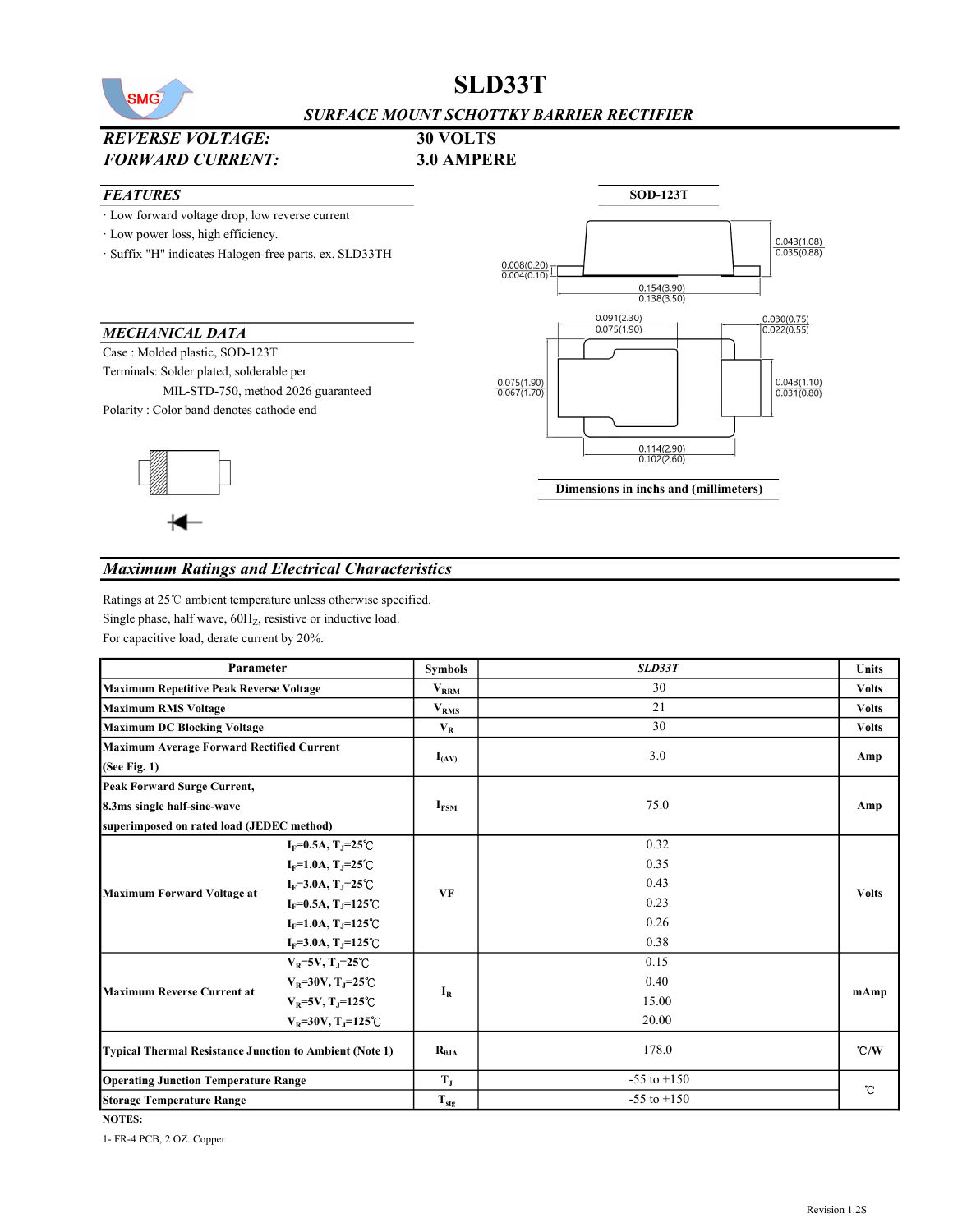# SLD33T

*SURFACE MOUNT SCHOTTKY BARRIER RECTIFIER*

***REVERSE VOLTAGE:*** **30 VOLTS**

***FORWARD CURRENT:*** **3.0 AMPERE**

## *FEATURES*

- Low forward voltage drop, low reverse current
- Low power loss, high efficiency.
- Suffix "H" indicates Halogen-free parts, ex. SLD33TH

**SOD-123T**

0.043(1.08)
0.035(0.88)

0.008(0.20)
0.004(0.10)

0.154(3.90)
0.138(3.50)

0.091(2.30)
0.075(1.90)

0.030(0.75)
0.022(0.55)

0.075(1.90)
0.067(1.70)

0.043(1.10)
0.031(0.80)

0.114(2.90)
0.102(2.60)

**Dimensions in inchs and (millimeters)**

## *MECHANICAL DATA*

Case : Molded plastic, SOD-123T

Terminals: Solder plated, solderable per MIL-STD-750, method 2026 guaranteed

Polarity : Color band denotes cathode end

## *Maximum Ratings and Electrical Characteristics*

Ratings at 25℃ ambient temperature unless otherwise specified.

Single phase, half wave, 60$H_Z$, resistive or inductive load.

For capacitive load, derate current by 20%.

| Parameter | | Symbols | *SLD33T* | Units |
|---|---|---|---|---|
| Maximum Repetitive Peak Reverse Voltage | | $V_{RRM}$ | 30 | Volts |
| Maximum RMS Voltage | | $V_{RMS}$ | 21 | Volts |
| Maximum DC Blocking Voltage | | $V_R$ | 30 | Volts |
| Maximum Average Forward Rectified Current (See Fig. 1) | | $I_{(AV)}$ | 3.0 | Amp |
| Peak Forward Surge Current, 8.3ms single half-sine-wave superimposed on rated load (JEDEC method) | | $I_{FSM}$ | 75.0 | Amp |
| Maximum Forward Voltage at | $I_F$=0.5A, $T_J$=25℃ | VF | 0.32 | Volts |
| | $I_F$=1.0A, $T_J$=25℃ | | 0.35 | |
| | $I_F$=3.0A, $T_J$=25℃ | | 0.43 | |
| | $I_F$=0.5A, $T_J$=125℃ | | 0.23 | |
| | $I_F$=1.0A, $T_J$=125℃ | | 0.26 | |
| | $I_F$=3.0A, $T_J$=125℃ | | 0.38 | |
| Maximum Reverse Current at | $V_R$=5V, $T_J$=25℃ | $I_R$ | 0.15 | mAmp |
| | $V_R$=30V, $T_J$=25℃ | | 0.40 | |
| | $V_R$=5V, $T_J$=125℃ | | 15.00 | |
| | $V_R$=30V, $T_J$=125℃ | | 20.00 | |
| Typical Thermal Resistance Junction to Ambient (Note 1) | | $R_{\theta JA}$ | 178.0 | ℃/W |
| Operating Junction Temperature Range | | $T_J$ | -55 to +150 | ℃ |
| Storage Temperature Range | | $T_{stg}$ | -55 to +150 | ℃ |

**NOTES:**

1- FR-4 PCB, 2 OZ. Copper

Revision 1.2S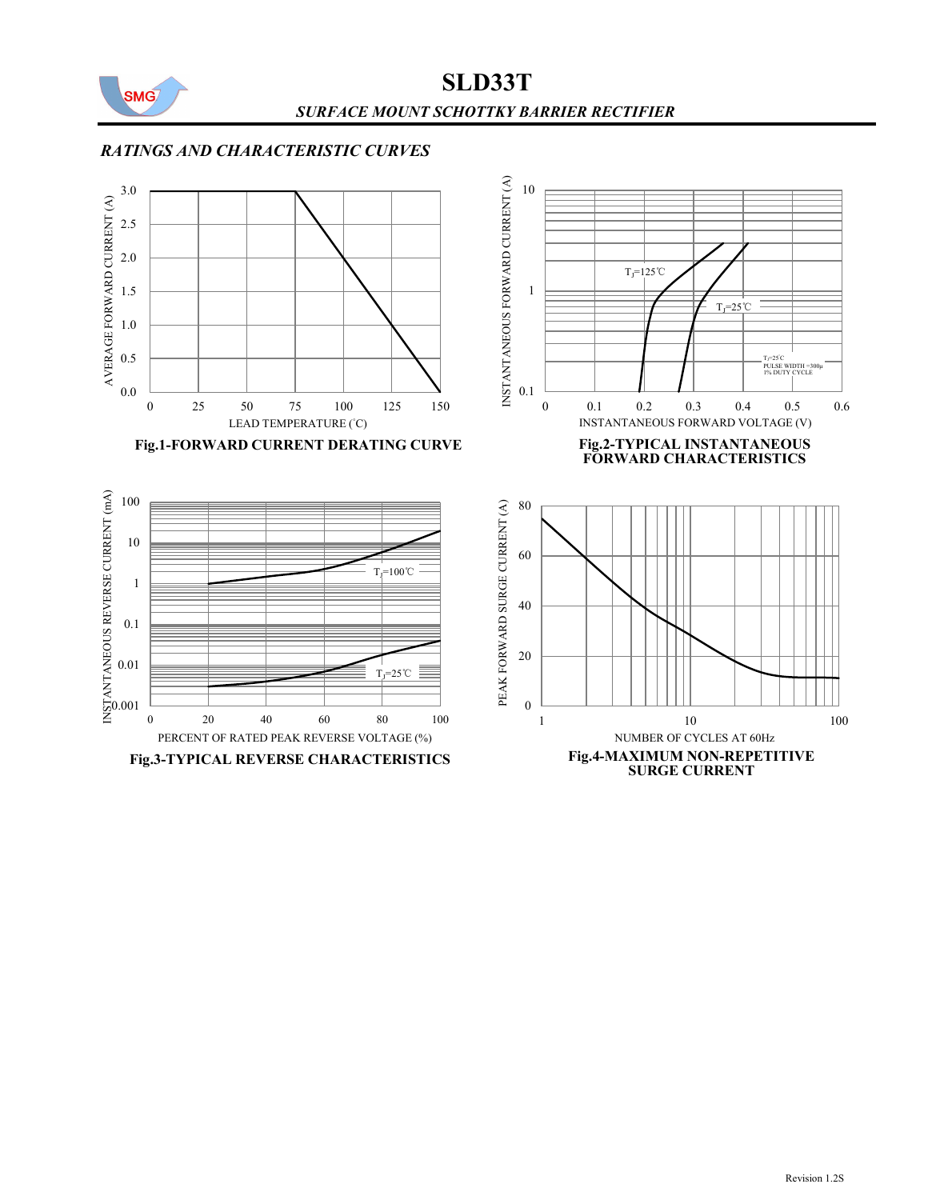# SLD33T

*SURFACE MOUNT SCHOTTKY BARRIER RECTIFIER*

## *RATINGS AND CHARACTERISTIC CURVES*

**Fig.1-FORWARD CURRENT DERATING CURVE**

**Fig.2-TYPICAL INSTANTANEOUS FORWARD CHARACTERISTICS**

**Fig.3-TYPICAL REVERSE CHARACTERISTICS**

**Fig.4-MAXIMUM NON-REPETITIVE SURGE CURRENT**

Revision 1.2S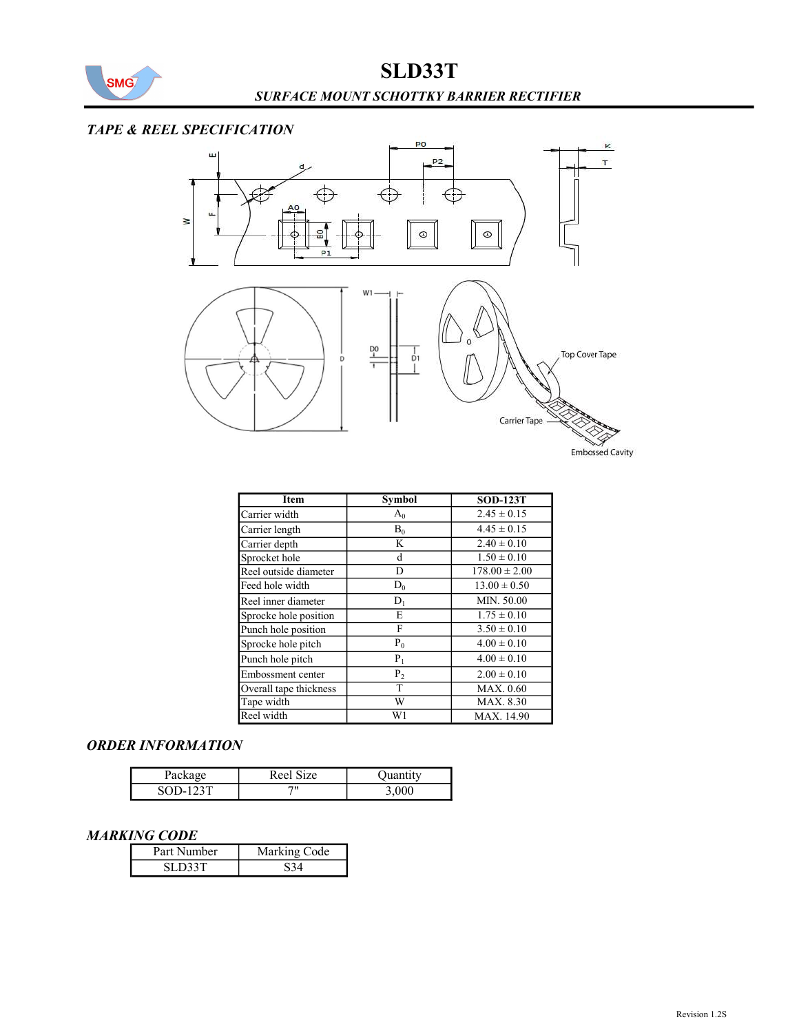# SLD33T

## *SURFACE MOUNT SCHOTTKY BARRIER RECTIFIER*

### *TAPE & REEL SPECIFICATION*

| Item | Symbol | SOD-123T |
|---|---|---|
| Carrier width | $A_0$ | 2.45 ± 0.15 |
| Carrier length | $B_0$ | 4.45 ± 0.15 |
| Carrier depth | K | 2.40 ± 0.10 |
| Sprocket hole | d | 1.50 ± 0.10 |
| Reel outside diameter | D | 178.00 ± 2.00 |
| Feed hole width | $D_0$ | 13.00 ± 0.50 |
| Reel inner diameter | $D_1$ | MIN. 50.00 |
| Sprocke hole position | E | 1.75 ± 0.10 |
| Punch hole position | F | 3.50 ± 0.10 |
| Sprocke hole pitch | $P_0$ | 4.00 ± 0.10 |
| Punch hole pitch | $P_1$ | 4.00 ± 0.10 |
| Embossment center | $P_2$ | 2.00 ± 0.10 |
| Overall tape thickness | T | MAX. 0.60 |
| Tape width | W | MAX. 8.30 |
| Reel width | W1 | MAX. 14.90 |

### *ORDER INFORMATION*

| Package | Reel Size | Quantity |
|---|---|---|
| SOD-123T | 7" | 3,000 |

### *MARKING CODE*

| Part Number | Marking Code |
|---|---|
| SLD33T | S34 |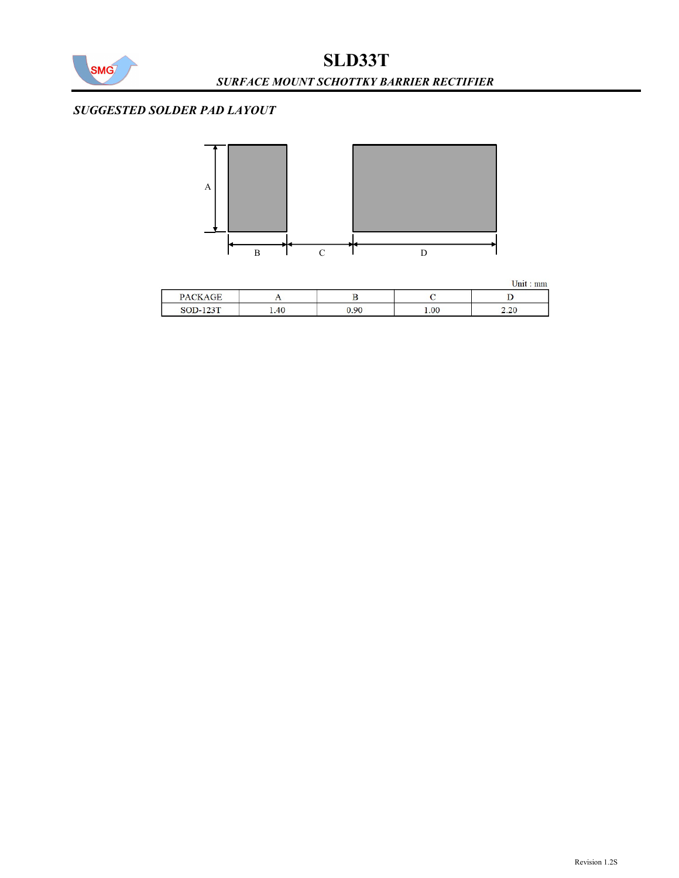## SUGGESTED SOLDER PAD LAYOUT

A

B

C

D

Unit : mm

| PACKAGE | A | B | C | D |
|---|---|---|---|---|
| SOD-123T | 1.40 | 0.90 | 1.00 | 2.20 |

Revision 1.2S